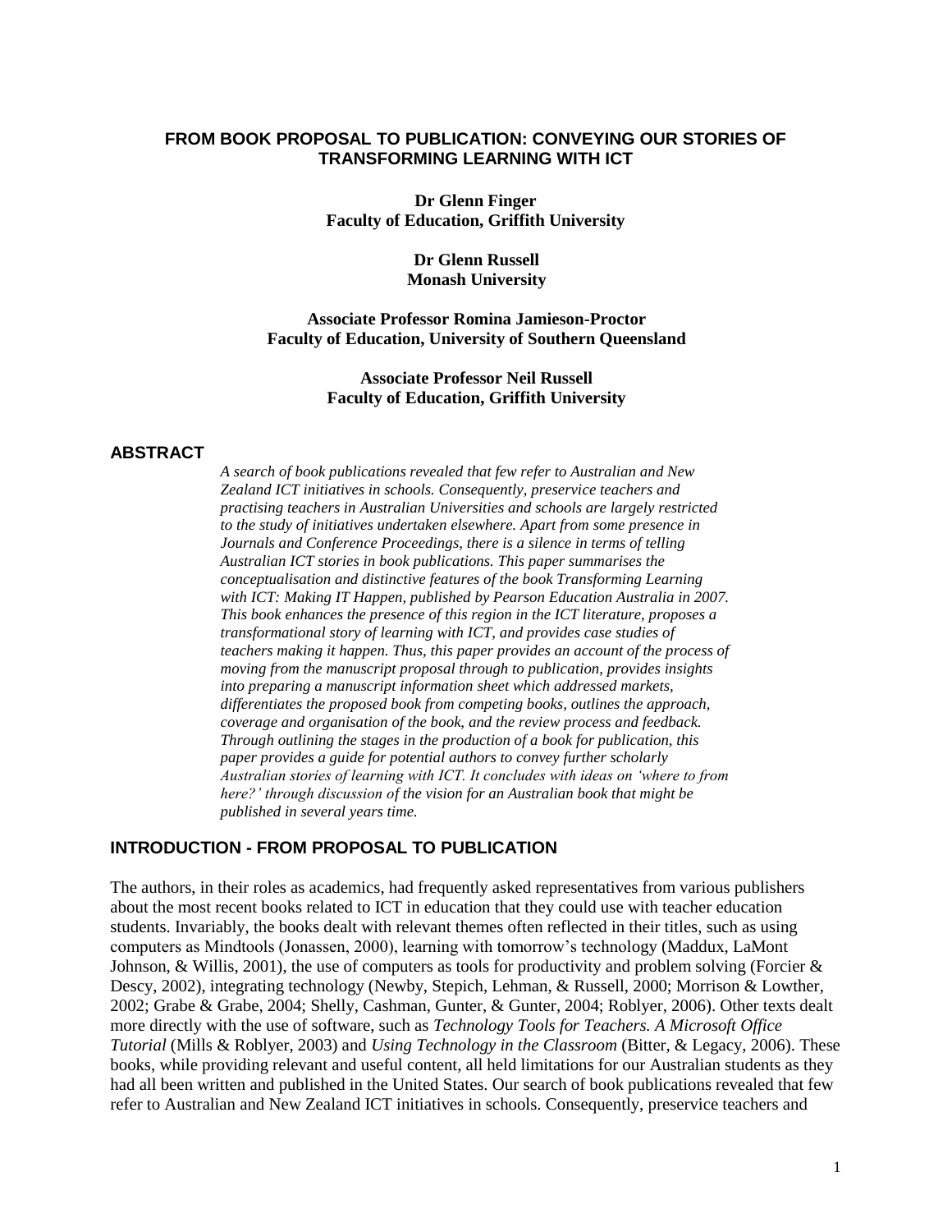# FROM BOOK PROPOSAL TO PUBLICATION: CONVEYING OUR STORIES OF TRANSFORMING LEARNING WITH ICT

**Dr Glenn Finger**
**Faculty of Education, Griffith University**

**Dr Glenn Russell**
**Monash University**

**Associate Professor Romina Jamieson-Proctor**
**Faculty of Education, University of Southern Queensland**

**Associate Professor Neil Russell**
**Faculty of Education, Griffith University**

## ABSTRACT

*A search of book publications revealed that few refer to Australian and New Zealand ICT initiatives in schools. Consequently, preservice teachers and practising teachers in Australian Universities and schools are largely restricted to the study of initiatives undertaken elsewhere. Apart from some presence in Journals and Conference Proceedings, there is a silence in terms of telling Australian ICT stories in book publications. This paper summarises the conceptualisation and distinctive features of the book Transforming Learning with ICT: Making IT Happen, published by Pearson Education Australia in 2007. This book enhances the presence of this region in the ICT literature, proposes a transformational story of learning with ICT, and provides case studies of teachers making it happen. Thus, this paper provides an account of the process of moving from the manuscript proposal through to publication, provides insights into preparing a manuscript information sheet which addressed markets, differentiates the proposed book from competing books, outlines the approach, coverage and organisation of the book, and the review process and feedback. Through outlining the stages in the production of a book for publication, this paper provides a guide for potential authors to convey further scholarly Australian stories of learning with ICT. It concludes with ideas on 'where to from here?' through discussion of the vision for an Australian book that might be published in several years time.*

## INTRODUCTION - FROM PROPOSAL TO PUBLICATION

The authors, in their roles as academics, had frequently asked representatives from various publishers about the most recent books related to ICT in education that they could use with teacher education students. Invariably, the books dealt with relevant themes often reflected in their titles, such as using computers as Mindtools (Jonassen, 2000), learning with tomorrow's technology (Maddux, LaMont Johnson, & Willis, 2001), the use of computers as tools for productivity and problem solving (Forcier & Descy, 2002), integrating technology (Newby, Stepich, Lehman, & Russell, 2000; Morrison & Lowther, 2002; Grabe & Grabe, 2004; Shelly, Cashman, Gunter, & Gunter, 2004; Roblyer, 2006). Other texts dealt more directly with the use of software, such as *Technology Tools for Teachers. A Microsoft Office Tutorial* (Mills & Roblyer, 2003) and *Using Technology in the Classroom* (Bitter, & Legacy, 2006). These books, while providing relevant and useful content, all held limitations for our Australian students as they had all been written and published in the United States. Our search of book publications revealed that few refer to Australian and New Zealand ICT initiatives in schools. Consequently, preservice teachers and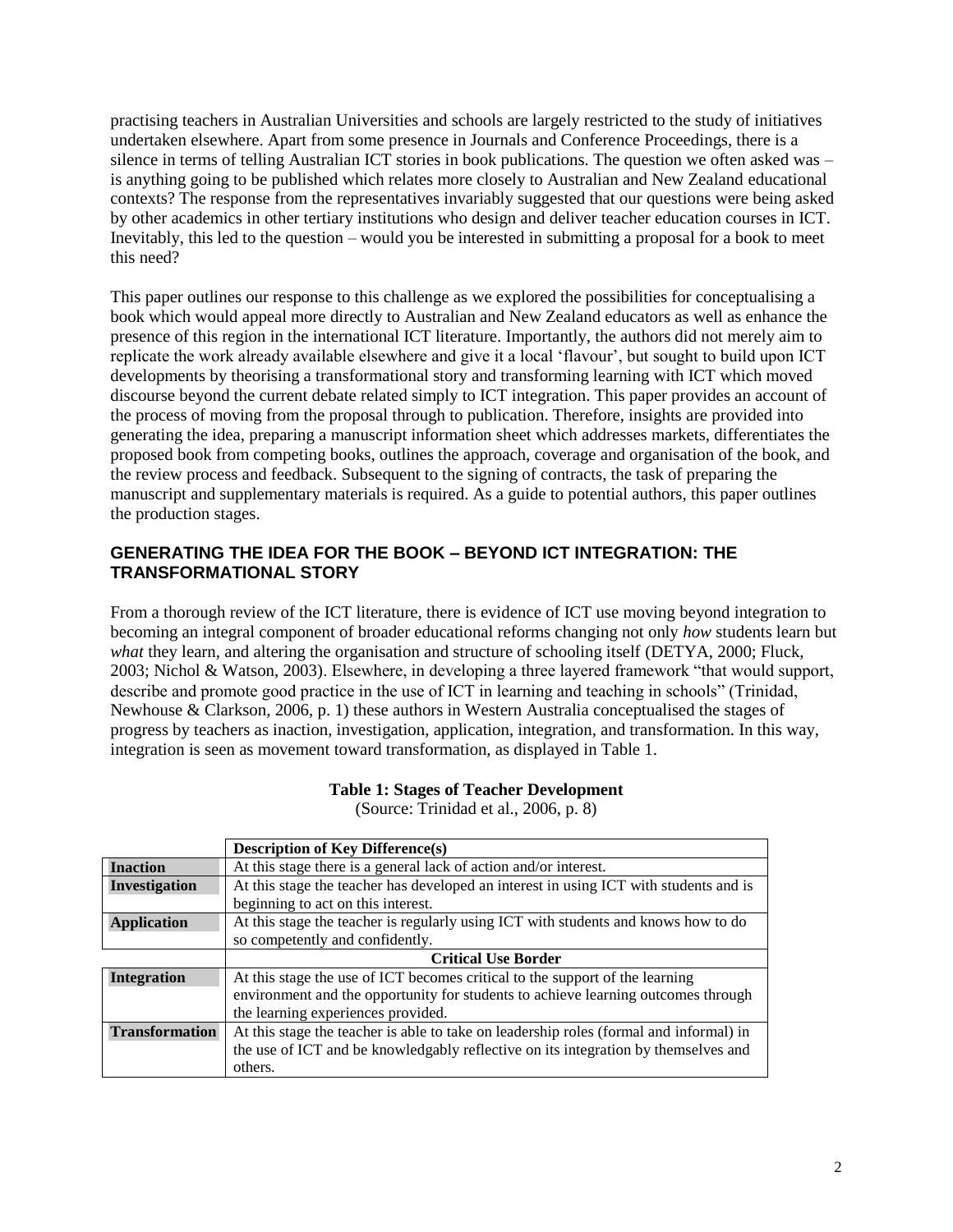practising teachers in Australian Universities and schools are largely restricted to the study of initiatives undertaken elsewhere. Apart from some presence in Journals and Conference Proceedings, there is a silence in terms of telling Australian ICT stories in book publications. The question we often asked was – is anything going to be published which relates more closely to Australian and New Zealand educational contexts? The response from the representatives invariably suggested that our questions were being asked by other academics in other tertiary institutions who design and deliver teacher education courses in ICT. Inevitably, this led to the question – would you be interested in submitting a proposal for a book to meet this need?

This paper outlines our response to this challenge as we explored the possibilities for conceptualising a book which would appeal more directly to Australian and New Zealand educators as well as enhance the presence of this region in the international ICT literature. Importantly, the authors did not merely aim to replicate the work already available elsewhere and give it a local 'flavour', but sought to build upon ICT developments by theorising a transformational story and transforming learning with ICT which moved discourse beyond the current debate related simply to ICT integration. This paper provides an account of the process of moving from the proposal through to publication. Therefore, insights are provided into generating the idea, preparing a manuscript information sheet which addresses markets, differentiates the proposed book from competing books, outlines the approach, coverage and organisation of the book, and the review process and feedback. Subsequent to the signing of contracts, the task of preparing the manuscript and supplementary materials is required. As a guide to potential authors, this paper outlines the production stages.

## GENERATING THE IDEA FOR THE BOOK – BEYOND ICT INTEGRATION: THE TRANSFORMATIONAL STORY

From a thorough review of the ICT literature, there is evidence of ICT use moving beyond integration to becoming an integral component of broader educational reforms changing not only *how* students learn but *what* they learn, and altering the organisation and structure of schooling itself (DETYA, 2000; Fluck, 2003; Nichol & Watson, 2003). Elsewhere, in developing a three layered framework "that would support, describe and promote good practice in the use of ICT in learning and teaching in schools" (Trinidad, Newhouse & Clarkson, 2006, p. 1) these authors in Western Australia conceptualised the stages of progress by teachers as inaction, investigation, application, integration, and transformation. In this way, integration is seen as movement toward transformation, as displayed in Table 1.

**Table 1: Stages of Teacher Development**

(Source: Trinidad et al., 2006, p. 8)

| | **Description of Key Difference(s)** |
|---|---|
| **Inaction** | At this stage there is a general lack of action and/or interest. |
| **Investigation** | At this stage the teacher has developed an interest in using ICT with students and is beginning to act on this interest. |
| **Application** | At this stage the teacher is regularly using ICT with students and knows how to do so competently and confidently. |
| | **Critical Use Border** |
| **Integration** | At this stage the use of ICT becomes critical to the support of the learning environment and the opportunity for students to achieve learning outcomes through the learning experiences provided. |
| **Transformation** | At this stage the teacher is able to take on leadership roles (formal and informal) in the use of ICT and be knowledgably reflective on its integration by themselves and others. |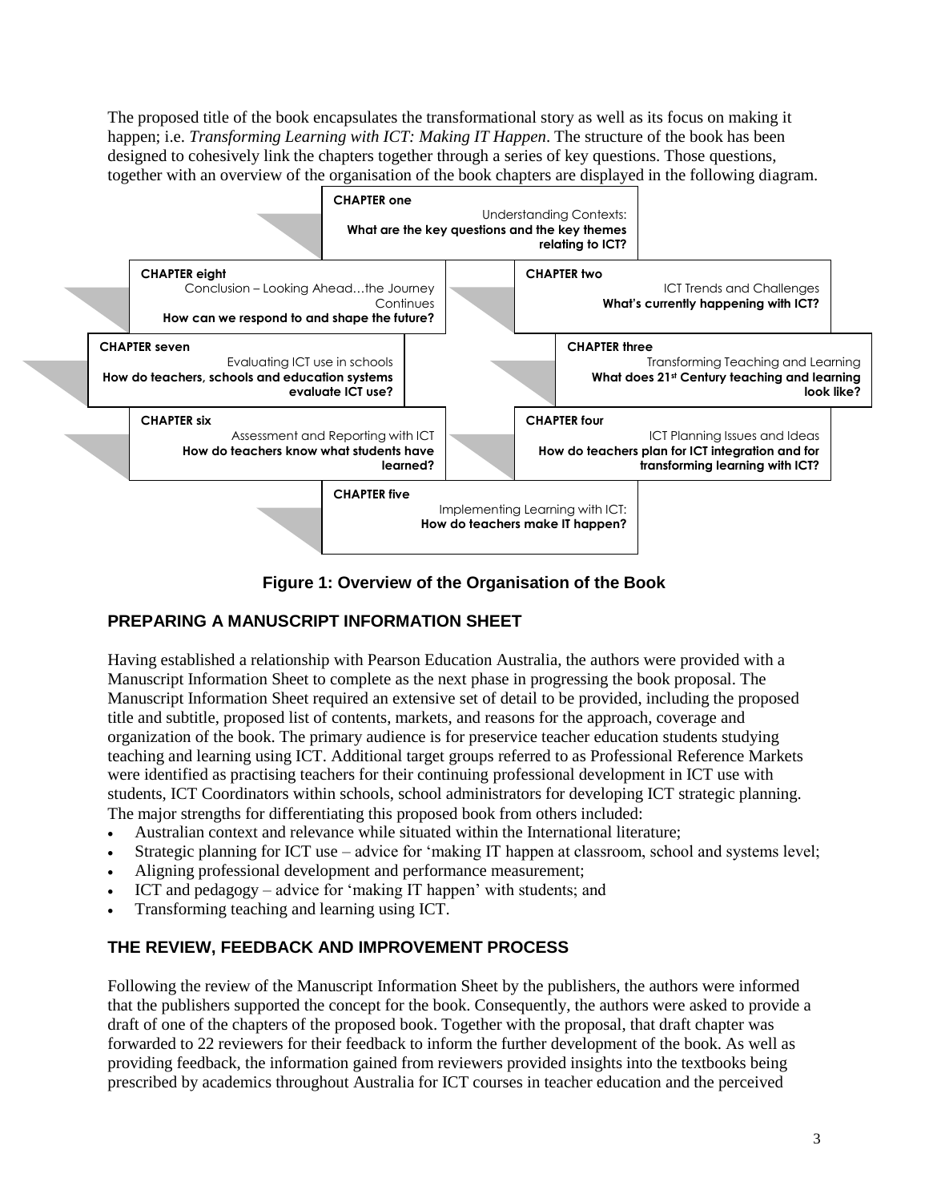The proposed title of the book encapsulates the transformational story as well as its focus on making it happen; i.e. *Transforming Learning with ICT: Making IT Happen*. The structure of the book has been designed to cohesively link the chapters together through a series of key questions. Those questions, together with an overview of the organisation of the book chapters are displayed in the following diagram.

**CHAPTER one**
Understanding Contexts:
**What are the key questions and the key themes relating to ICT?**

**CHAPTER two**
ICT Trends and Challenges
**What's currently happening with ICT?**

**CHAPTER three**
Transforming Teaching and Learning
**What does 21st Century teaching and learning look like?**

**CHAPTER four**
ICT Planning Issues and Ideas
**How do teachers plan for ICT integration and for transforming learning with ICT?**

**CHAPTER five**
Implementing Learning with ICT:
**How do teachers make IT happen?**

**CHAPTER six**
Assessment and Reporting with ICT
**How do teachers know what students have learned?**

**CHAPTER seven**
Evaluating ICT use in schools
**How do teachers, schools and education systems evaluate ICT use?**

**CHAPTER eight**
Conclusion – Looking Ahead…the Journey Continues
**How can we respond to and shape the future?**

**Figure 1: Overview of the Organisation of the Book**

## PREPARING A MANUSCRIPT INFORMATION SHEET

Having established a relationship with Pearson Education Australia, the authors were provided with a Manuscript Information Sheet to complete as the next phase in progressing the book proposal. The Manuscript Information Sheet required an extensive set of detail to be provided, including the proposed title and subtitle, proposed list of contents, markets, and reasons for the approach, coverage and organization of the book. The primary audience is for preservice teacher education students studying teaching and learning using ICT. Additional target groups referred to as Professional Reference Markets were identified as practising teachers for their continuing professional development in ICT use with students, ICT Coordinators within schools, school administrators for developing ICT strategic planning. The major strengths for differentiating this proposed book from others included:

- Australian context and relevance while situated within the International literature;
- Strategic planning for ICT use – advice for 'making IT happen at classroom, school and systems level;
- Aligning professional development and performance measurement;
- ICT and pedagogy – advice for 'making IT happen' with students; and
- Transforming teaching and learning using ICT.

## THE REVIEW, FEEDBACK AND IMPROVEMENT PROCESS

Following the review of the Manuscript Information Sheet by the publishers, the authors were informed that the publishers supported the concept for the book. Consequently, the authors were asked to provide a draft of one of the chapters of the proposed book. Together with the proposal, that draft chapter was forwarded to 22 reviewers for their feedback to inform the further development of the book. As well as providing feedback, the information gained from reviewers provided insights into the textbooks being prescribed by academics throughout Australia for ICT courses in teacher education and the perceived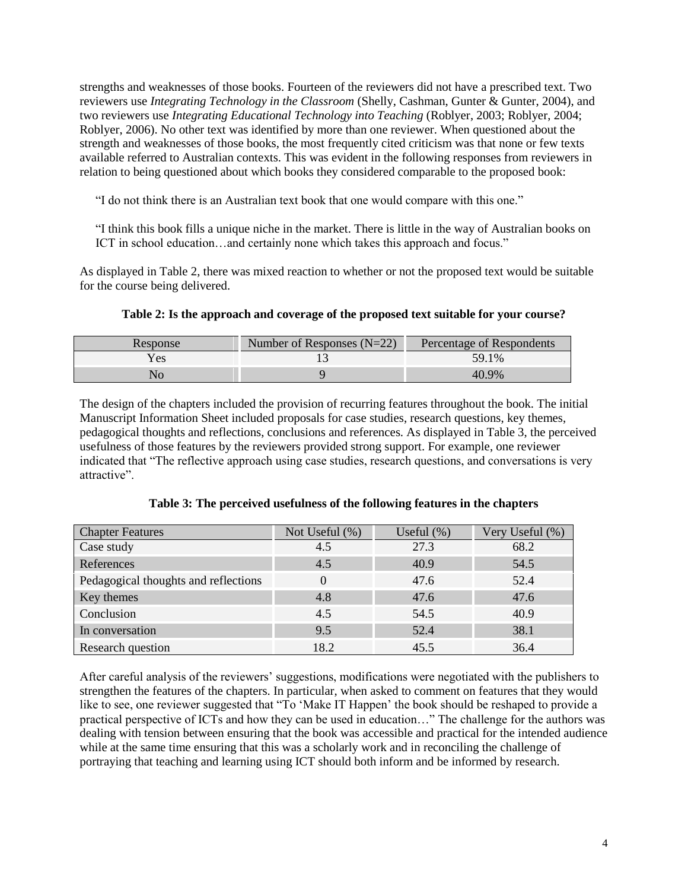strengths and weaknesses of those books. Fourteen of the reviewers did not have a prescribed text. Two reviewers use *Integrating Technology in the Classroom* (Shelly, Cashman, Gunter & Gunter, 2004), and two reviewers use *Integrating Educational Technology into Teaching* (Roblyer, 2003; Roblyer, 2004; Roblyer, 2006). No other text was identified by more than one reviewer. When questioned about the strength and weaknesses of those books, the most frequently cited criticism was that none or few texts available referred to Australian contexts. This was evident in the following responses from reviewers in relation to being questioned about which books they considered comparable to the proposed book:

> "I do not think there is an Australian text book that one would compare with this one."

> "I think this book fills a unique niche in the market. There is little in the way of Australian books on ICT in school education…and certainly none which takes this approach and focus."

As displayed in Table 2, there was mixed reaction to whether or not the proposed text would be suitable for the course being delivered.

**Table 2: Is the approach and coverage of the proposed text suitable for your course?**

| Response | Number of Responses (N=22) | Percentage of Respondents |
|---|---|---|
| Yes | 13 | 59.1% |
| No | 9 | 40.9% |

The design of the chapters included the provision of recurring features throughout the book. The initial Manuscript Information Sheet included proposals for case studies, research questions, key themes, pedagogical thoughts and reflections, conclusions and references. As displayed in Table 3, the perceived usefulness of those features by the reviewers provided strong support. For example, one reviewer indicated that "The reflective approach using case studies, research questions, and conversations is very attractive".

**Table 3: The perceived usefulness of the following features in the chapters**

| Chapter Features | Not Useful (%) | Useful (%) | Very Useful (%) |
|---|---|---|---|
| Case study | 4.5 | 27.3 | 68.2 |
| References | 4.5 | 40.9 | 54.5 |
| Pedagogical thoughts and reflections | 0 | 47.6 | 52.4 |
| Key themes | 4.8 | 47.6 | 47.6 |
| Conclusion | 4.5 | 54.5 | 40.9 |
| In conversation | 9.5 | 52.4 | 38.1 |
| Research question | 18.2 | 45.5 | 36.4 |

After careful analysis of the reviewers' suggestions, modifications were negotiated with the publishers to strengthen the features of the chapters. In particular, when asked to comment on features that they would like to see, one reviewer suggested that "To 'Make IT Happen' the book should be reshaped to provide a practical perspective of ICTs and how they can be used in education…" The challenge for the authors was dealing with tension between ensuring that the book was accessible and practical for the intended audience while at the same time ensuring that this was a scholarly work and in reconciling the challenge of portraying that teaching and learning using ICT should both inform and be informed by research.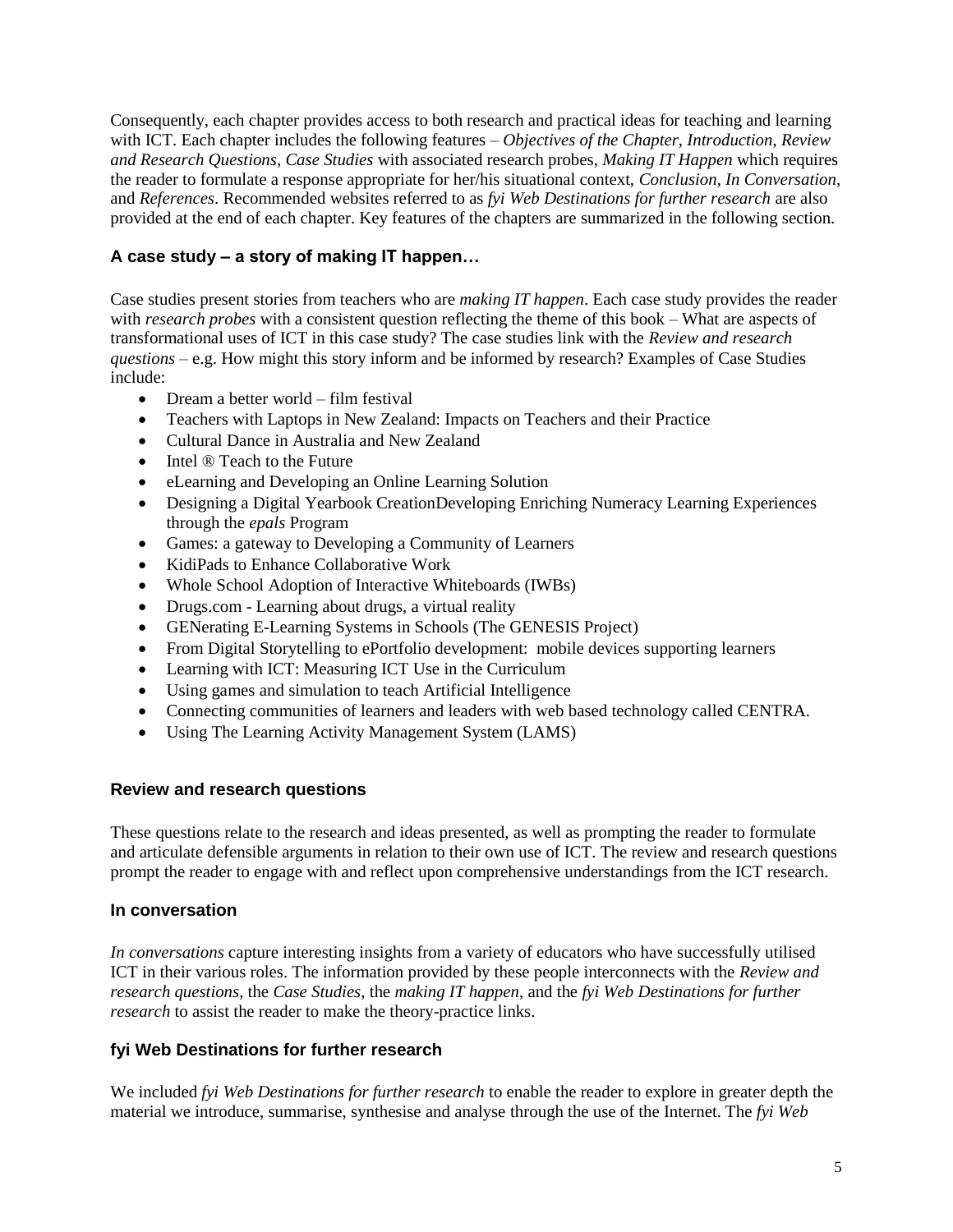Consequently, each chapter provides access to both research and practical ideas for teaching and learning with ICT. Each chapter includes the following features – *Objectives of the Chapter*, *Introduction*, *Review and Research Questions*, *Case Studies* with associated research probes, *Making IT Happen* which requires the reader to formulate a response appropriate for her/his situational context, *Conclusion*, *In Conversation*, and *References*. Recommended websites referred to as *fyi Web Destinations for further research* are also provided at the end of each chapter. Key features of the chapters are summarized in the following section.

### A case study – a story of making IT happen…

Case studies present stories from teachers who are *making IT happen*. Each case study provides the reader with *research probes* with a consistent question reflecting the theme of this book – What are aspects of transformational uses of ICT in this case study? The case studies link with the *Review and research questions* – e.g. How might this story inform and be informed by research? Examples of Case Studies include:

- Dream a better world – film festival
- Teachers with Laptops in New Zealand: Impacts on Teachers and their Practice
- Cultural Dance in Australia and New Zealand
- Intel ® Teach to the Future
- eLearning and Developing an Online Learning Solution
- Designing a Digital Yearbook CreationDeveloping Enriching Numeracy Learning Experiences through the *epals* Program
- Games: a gateway to Developing a Community of Learners
- KidiPads to Enhance Collaborative Work
- Whole School Adoption of Interactive Whiteboards (IWBs)
- Drugs.com - Learning about drugs, a virtual reality
- GENerating E-Learning Systems in Schools (The GENESIS Project)
- From Digital Storytelling to ePortfolio development: mobile devices supporting learners
- Learning with ICT: Measuring ICT Use in the Curriculum
- Using games and simulation to teach Artificial Intelligence
- Connecting communities of learners and leaders with web based technology called CENTRA.
- Using The Learning Activity Management System (LAMS)

### Review and research questions

These questions relate to the research and ideas presented, as well as prompting the reader to formulate and articulate defensible arguments in relation to their own use of ICT. The review and research questions prompt the reader to engage with and reflect upon comprehensive understandings from the ICT research.

### In conversation

*In conversations* capture interesting insights from a variety of educators who have successfully utilised ICT in their various roles. The information provided by these people interconnects with the *Review and research questions*, the *Case Studies*, the *making IT happen*, and the *fyi Web Destinations for further research* to assist the reader to make the theory-practice links.

### fyi Web Destinations for further research

We included *fyi Web Destinations for further research* to enable the reader to explore in greater depth the material we introduce, summarise, synthesise and analyse through the use of the Internet. The *fyi Web*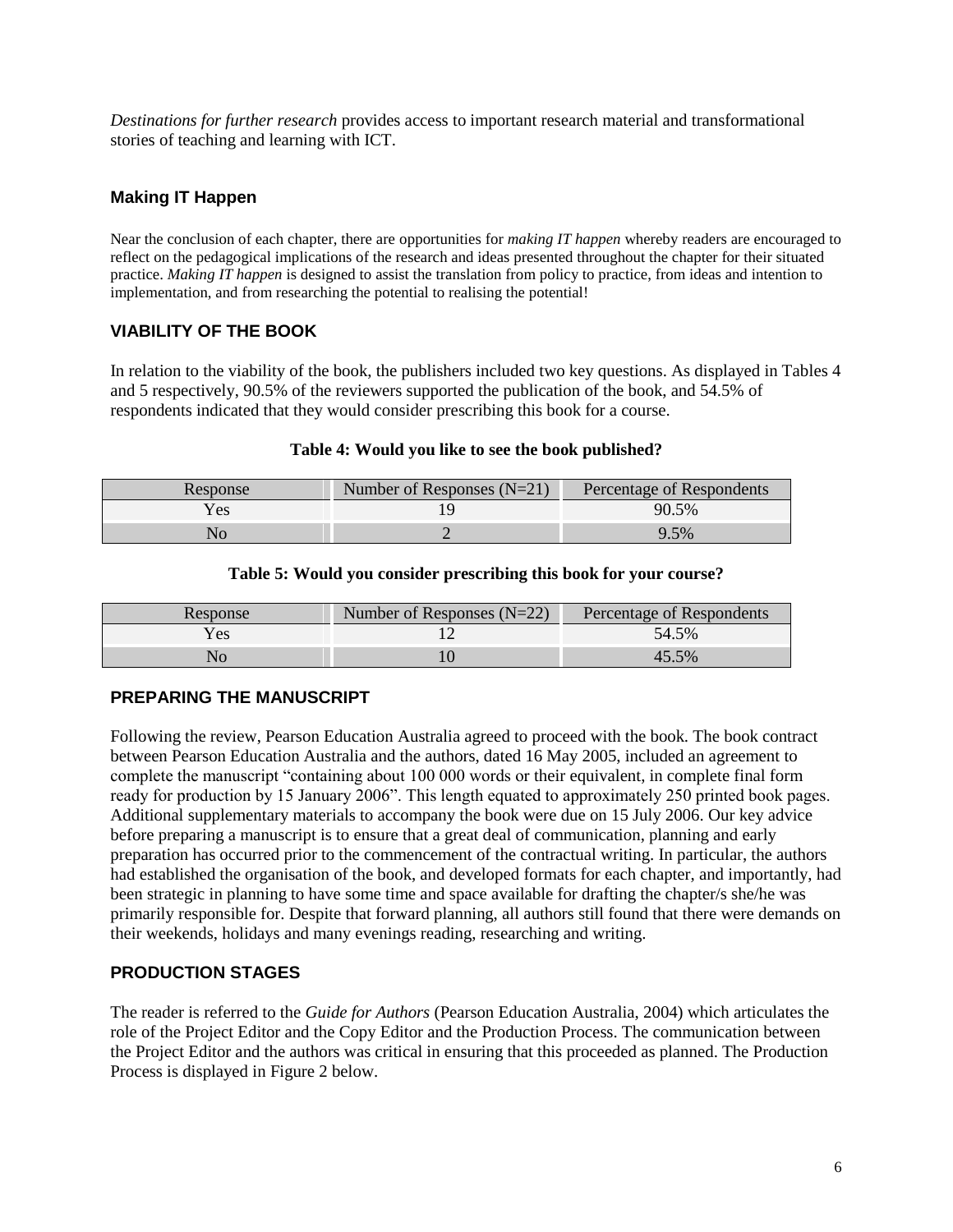*Destinations for further research* provides access to important research material and transformational stories of teaching and learning with ICT.

### Making IT Happen

Near the conclusion of each chapter, there are opportunities for *making IT happen* whereby readers are encouraged to reflect on the pedagogical implications of the research and ideas presented throughout the chapter for their situated practice. *Making IT happen* is designed to assist the translation from policy to practice, from ideas and intention to implementation, and from researching the potential to realising the potential!

## VIABILITY OF THE BOOK

In relation to the viability of the book, the publishers included two key questions. As displayed in Tables 4 and 5 respectively, 90.5% of the reviewers supported the publication of the book, and 54.5% of respondents indicated that they would consider prescribing this book for a course.

**Table 4: Would you like to see the book published?**

| Response | Number of Responses (N=21) | Percentage of Respondents |
|---|---|---|
| Yes | 19 | 90.5% |
| No | 2 | 9.5% |

**Table 5: Would you consider prescribing this book for your course?**

| Response | Number of Responses (N=22) | Percentage of Respondents |
|---|---|---|
| Yes | 12 | 54.5% |
| No | 10 | 45.5% |

## PREPARING THE MANUSCRIPT

Following the review, Pearson Education Australia agreed to proceed with the book. The book contract between Pearson Education Australia and the authors, dated 16 May 2005, included an agreement to complete the manuscript "containing about 100 000 words or their equivalent, in complete final form ready for production by 15 January 2006". This length equated to approximately 250 printed book pages. Additional supplementary materials to accompany the book were due on 15 July 2006. Our key advice before preparing a manuscript is to ensure that a great deal of communication, planning and early preparation has occurred prior to the commencement of the contractual writing. In particular, the authors had established the organisation of the book, and developed formats for each chapter, and importantly, had been strategic in planning to have some time and space available for drafting the chapter/s she/he was primarily responsible for. Despite that forward planning, all authors still found that there were demands on their weekends, holidays and many evenings reading, researching and writing.

## PRODUCTION STAGES

The reader is referred to the *Guide for Authors* (Pearson Education Australia, 2004) which articulates the role of the Project Editor and the Copy Editor and the Production Process. The communication between the Project Editor and the authors was critical in ensuring that this proceeded as planned. The Production Process is displayed in Figure 2 below.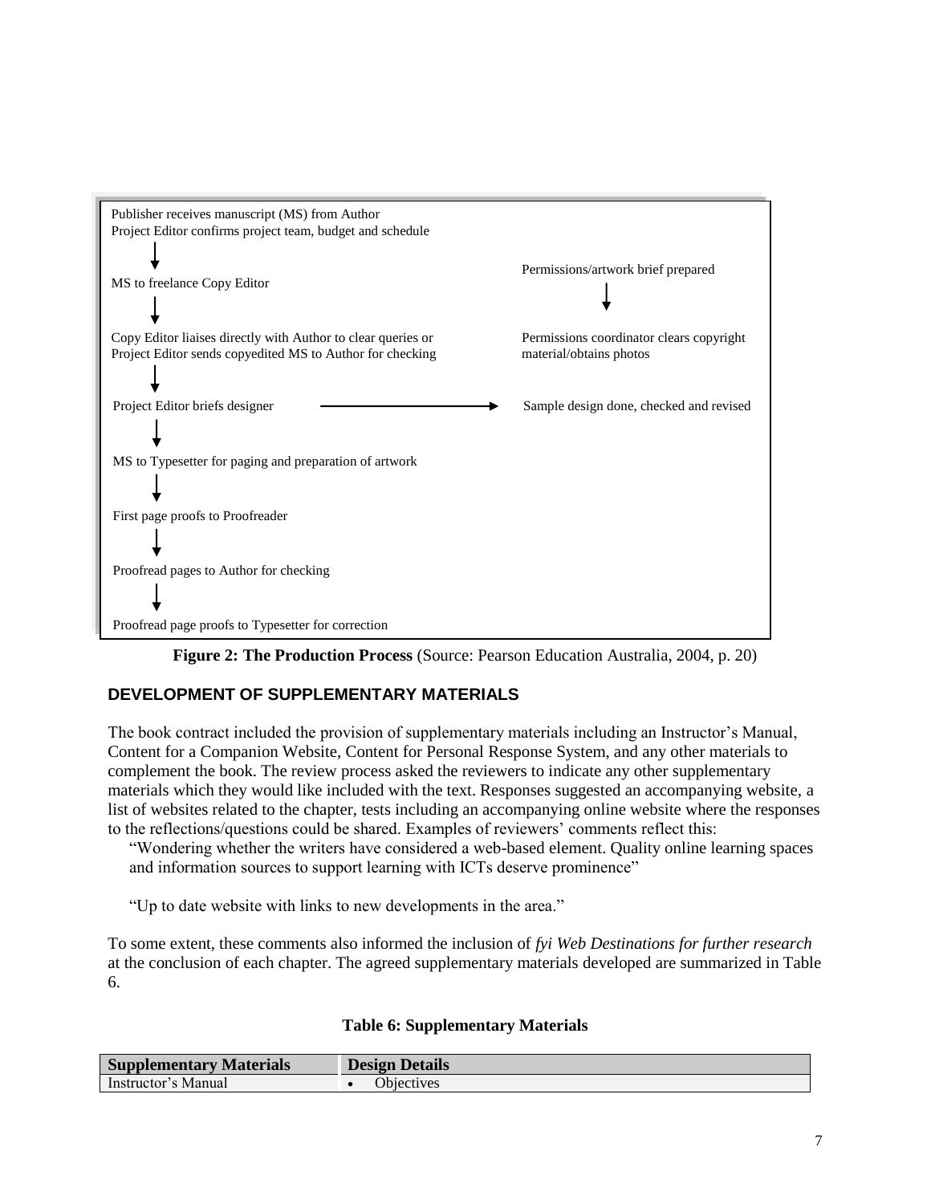Publisher receives manuscript (MS) from Author
Project Editor confirms project team, budget and schedule

↓

MS to freelance Copy Editor

↓

Copy Editor liaises directly with Author to clear queries or Project Editor sends copyedited MS to Author for checking

↓

Project Editor briefs designer → Sample design done, checked and revised

↓

MS to Typesetter for paging and preparation of artwork

↓

First page proofs to Proofreader

↓

Proofread pages to Author for checking

↓

Proofread page proofs to Typesetter for correction

Permissions/artwork brief prepared

↓

Permissions coordinator clears copyright material/obtains photos

**Figure 2: The Production Process** (Source: Pearson Education Australia, 2004, p. 20)

## DEVELOPMENT OF SUPPLEMENTARY MATERIALS

The book contract included the provision of supplementary materials including an Instructor's Manual, Content for a Companion Website, Content for Personal Response System, and any other materials to complement the book. The review process asked the reviewers to indicate any other supplementary materials which they would like included with the text. Responses suggested an accompanying website, a list of websites related to the chapter, tests including an accompanying online website where the responses to the reflections/questions could be shared. Examples of reviewers' comments reflect this:

> "Wondering whether the writers have considered a web-based element. Quality online learning spaces and information sources to support learning with ICTs deserve prominence"
>
> "Up to date website with links to new developments in the area."

To some extent, these comments also informed the inclusion of *fyi Web Destinations for further research* at the conclusion of each chapter. The agreed supplementary materials developed are summarized in Table 6.

**Table 6: Supplementary Materials**

| Supplementary Materials | Design Details |
|---|---|
| Instructor's Manual | • Objectives |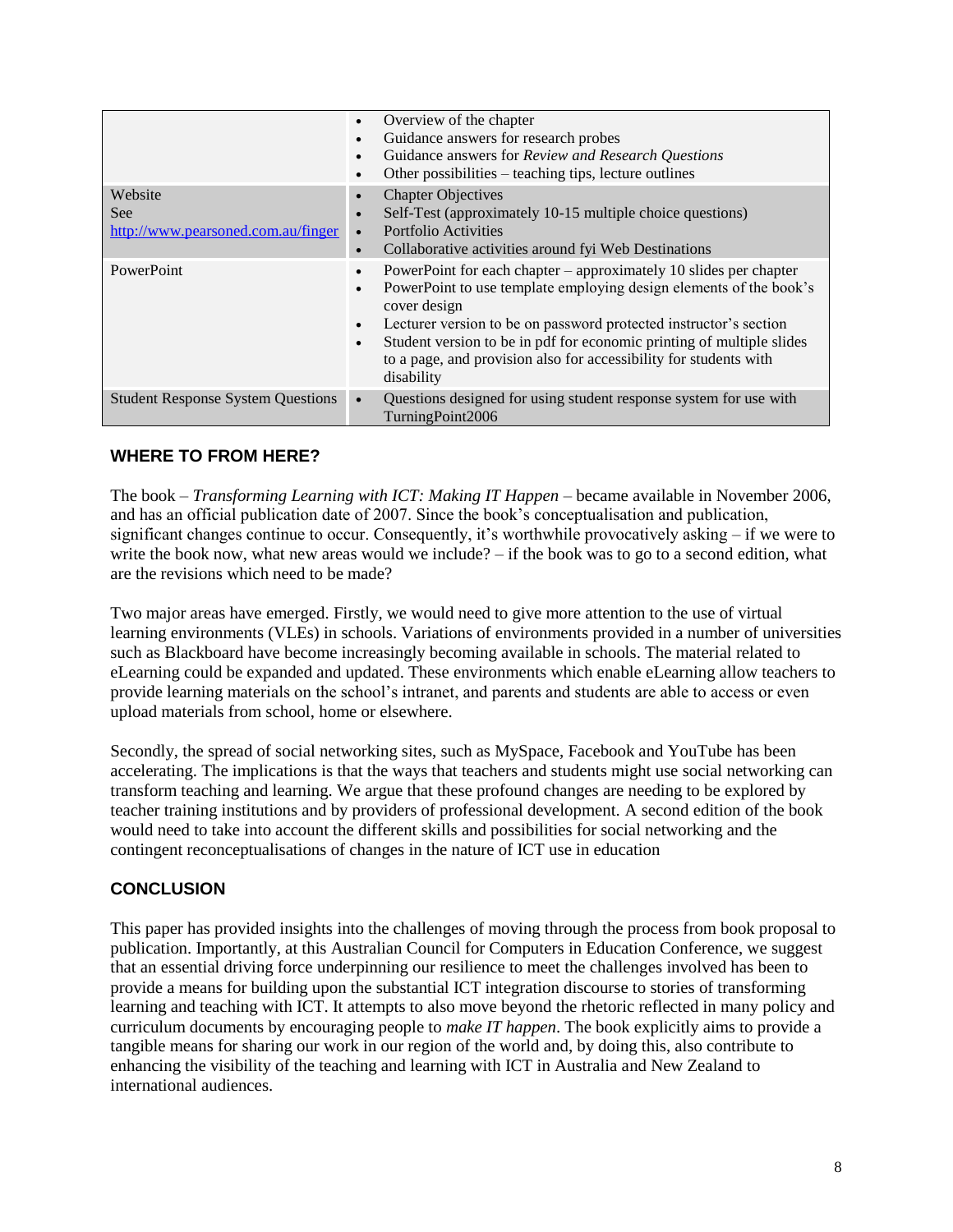| | |
|---|---|
| | • Overview of the chapter<br>• Guidance answers for research probes<br>• Guidance answers for *Review and Research Questions*<br>• Other possibilities – teaching tips, lecture outlines |
| Website<br>See<br>http://www.pearsoned.com.au/finger | • Chapter Objectives<br>• Self-Test (approximately 10-15 multiple choice questions)<br>• Portfolio Activities<br>• Collaborative activities around fyi Web Destinations |
| PowerPoint | • PowerPoint for each chapter – approximately 10 slides per chapter<br>• PowerPoint to use template employing design elements of the book's cover design<br>• Lecturer version to be on password protected instructor's section<br>• Student version to be in pdf for economic printing of multiple slides to a page, and provision also for accessibility for students with disability |
| Student Response System Questions | • Questions designed for using student response system for use with TurningPoint2006 |

## WHERE TO FROM HERE?

The book – *Transforming Learning with ICT: Making IT Happen* – became available in November 2006, and has an official publication date of 2007. Since the book's conceptualisation and publication, significant changes continue to occur. Consequently, it's worthwhile provocatively asking – if we were to write the book now, what new areas would we include? – if the book was to go to a second edition, what are the revisions which need to be made?

Two major areas have emerged. Firstly, we would need to give more attention to the use of virtual learning environments (VLEs) in schools. Variations of environments provided in a number of universities such as Blackboard have become increasingly becoming available in schools. The material related to eLearning could be expanded and updated. These environments which enable eLearning allow teachers to provide learning materials on the school's intranet, and parents and students are able to access or even upload materials from school, home or elsewhere.

Secondly, the spread of social networking sites, such as MySpace, Facebook and YouTube has been accelerating. The implications is that the ways that teachers and students might use social networking can transform teaching and learning. We argue that these profound changes are needing to be explored by teacher training institutions and by providers of professional development. A second edition of the book would need to take into account the different skills and possibilities for social networking and the contingent reconceptualisations of changes in the nature of ICT use in education

## CONCLUSION

This paper has provided insights into the challenges of moving through the process from book proposal to publication. Importantly, at this Australian Council for Computers in Education Conference, we suggest that an essential driving force underpinning our resilience to meet the challenges involved has been to provide a means for building upon the substantial ICT integration discourse to stories of transforming learning and teaching with ICT. It attempts to also move beyond the rhetoric reflected in many policy and curriculum documents by encouraging people to *make IT happen*. The book explicitly aims to provide a tangible means for sharing our work in our region of the world and, by doing this, also contribute to enhancing the visibility of the teaching and learning with ICT in Australia and New Zealand to international audiences.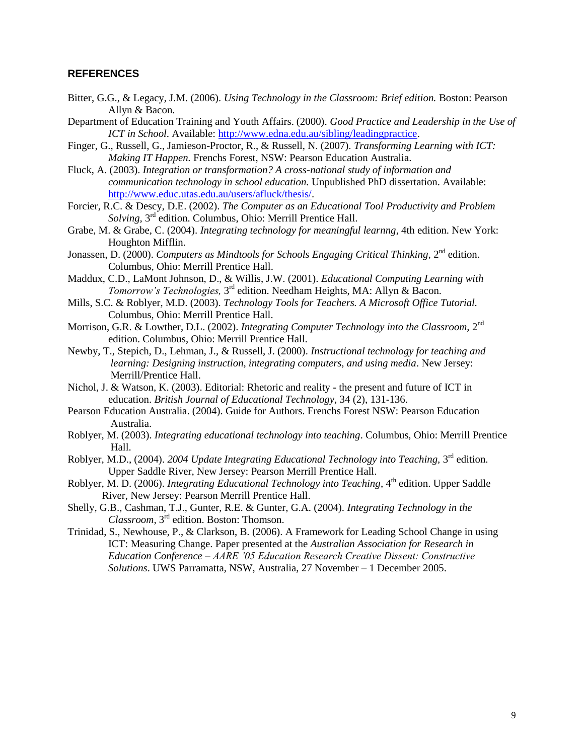## REFERENCES

Bitter, G.G., & Legacy, J.M. (2006). *Using Technology in the Classroom: Brief edition.* Boston: Pearson Allyn & Bacon.

Department of Education Training and Youth Affairs. (2000). *Good Practice and Leadership in the Use of ICT in School*. Available: http://www.edna.edu.au/sibling/leadingpractice.

Finger, G., Russell, G., Jamieson-Proctor, R., & Russell, N. (2007). *Transforming Learning with ICT: Making IT Happen.* Frenchs Forest, NSW: Pearson Education Australia.

Fluck, A. (2003). *Integration or transformation? A cross-national study of information and communication technology in school education.* Unpublished PhD dissertation. Available: http://www.educ.utas.edu.au/users/afluck/thesis/.

Forcier, R.C. & Descy, D.E. (2002). *The Computer as an Educational Tool Productivity and Problem Solving,* 3rd edition. Columbus, Ohio: Merrill Prentice Hall.

Grabe, M. & Grabe, C. (2004). *Integrating technology for meaningful learnng*, 4th edition. New York: Houghton Mifflin.

Jonassen, D. (2000). *Computers as Mindtools for Schools Engaging Critical Thinking,* 2nd edition. Columbus, Ohio: Merrill Prentice Hall.

Maddux, C.D., LaMont Johnson, D., & Willis, J.W. (2001). *Educational Computing Learning with Tomorrow's Technologies,* 3rd edition. Needham Heights, MA: Allyn & Bacon.

Mills, S.C. & Roblyer, M.D. (2003). *Technology Tools for Teachers. A Microsoft Office Tutorial.* Columbus, Ohio: Merrill Prentice Hall.

Morrison, G.R. & Lowther, D.L. (2002). *Integrating Computer Technology into the Classroom,* 2nd edition. Columbus, Ohio: Merrill Prentice Hall.

Newby, T., Stepich, D., Lehman, J., & Russell, J. (2000). *Instructional technology for teaching and learning: Designing instruction, integrating computers, and using media*. New Jersey: Merrill/Prentice Hall.

Nichol, J. & Watson, K. (2003). Editorial: Rhetoric and reality - the present and future of ICT in education. *British Journal of Educational Technology*, 34 (2), 131-136.

Pearson Education Australia. (2004). Guide for Authors. Frenchs Forest NSW: Pearson Education Australia.

Roblyer, M. (2003). *Integrating educational technology into teaching*. Columbus, Ohio: Merrill Prentice Hall.

Roblyer, M.D., (2004). *2004 Update Integrating Educational Technology into Teaching,* 3rd edition. Upper Saddle River, New Jersey: Pearson Merrill Prentice Hall.

Roblyer, M. D. (2006). *Integrating Educational Technology into Teaching*, 4th edition. Upper Saddle River, New Jersey: Pearson Merrill Prentice Hall.

Shelly, G.B., Cashman, T.J., Gunter, R.E. & Gunter, G.A. (2004). *Integrating Technology in the Classroom,* 3rd edition. Boston: Thomson.

Trinidad, S., Newhouse, P., & Clarkson, B. (2006). A Framework for Leading School Change in using ICT: Measuring Change. Paper presented at the *Australian Association for Research in Education Conference – AARE '05 Education Research Creative Dissent: Constructive Solutions*. UWS Parramatta, NSW, Australia, 27 November – 1 December 2005.